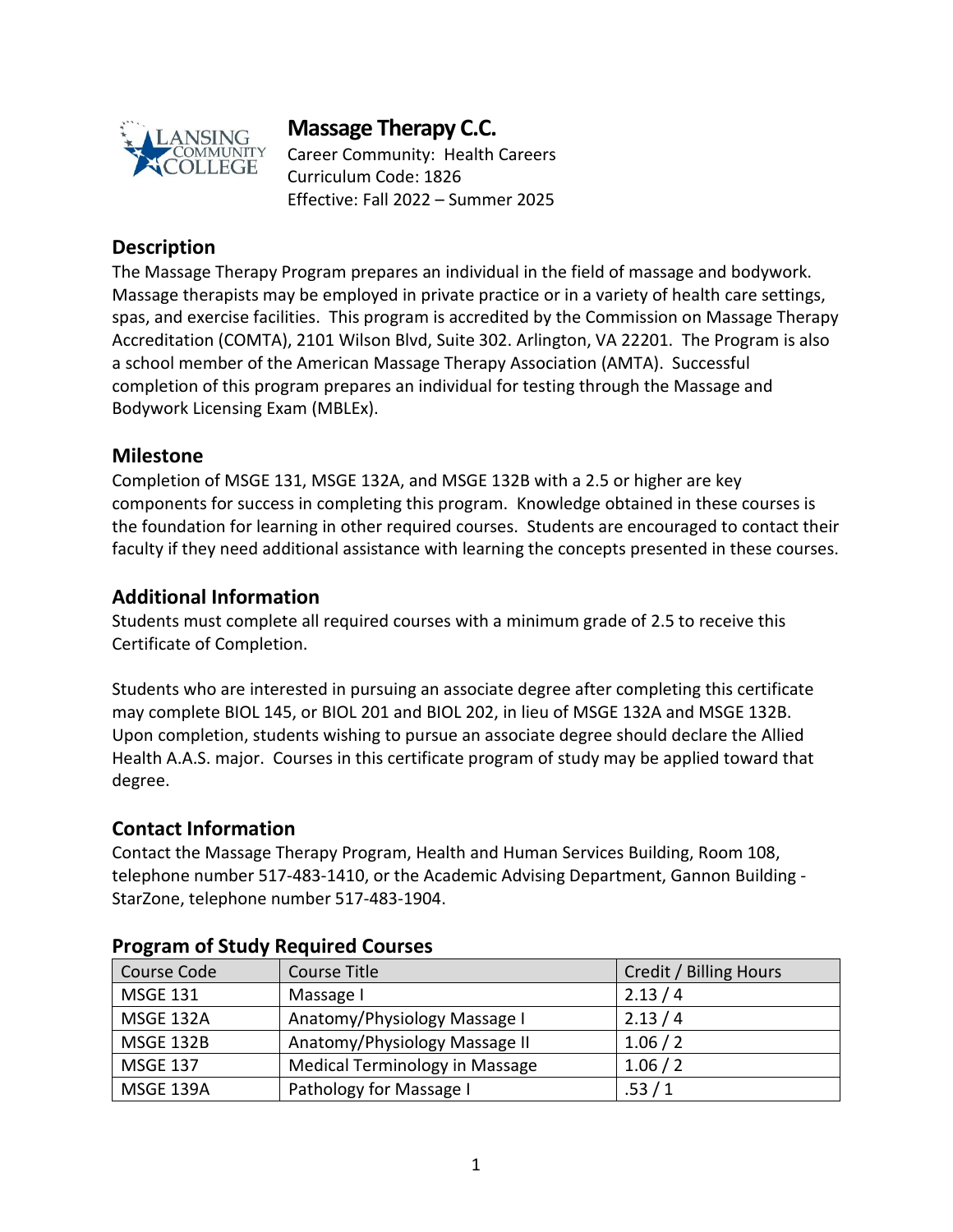# Massage Therapy C.C.

Career Community: Health Careers
Curriculum Code: 1826
Effective: Fall 2022 – Summer 2025

## Description

The Massage Therapy Program prepares an individual in the field of massage and bodywork. Massage therapists may be employed in private practice or in a variety of health care settings, spas, and exercise facilities. This program is accredited by the Commission on Massage Therapy Accreditation (COMTA), 2101 Wilson Blvd, Suite 302. Arlington, VA 22201. The Program is also a school member of the American Massage Therapy Association (AMTA). Successful completion of this program prepares an individual for testing through the Massage and Bodywork Licensing Exam (MBLEx).

## Milestone

Completion of MSGE 131, MSGE 132A, and MSGE 132B with a 2.5 or higher are key components for success in completing this program. Knowledge obtained in these courses is the foundation for learning in other required courses. Students are encouraged to contact their faculty if they need additional assistance with learning the concepts presented in these courses.

## Additional Information

Students must complete all required courses with a minimum grade of 2.5 to receive this Certificate of Completion.

Students who are interested in pursuing an associate degree after completing this certificate may complete BIOL 145, or BIOL 201 and BIOL 202, in lieu of MSGE 132A and MSGE 132B. Upon completion, students wishing to pursue an associate degree should declare the Allied Health A.A.S. major. Courses in this certificate program of study may be applied toward that degree.

## Contact Information

Contact the Massage Therapy Program, Health and Human Services Building, Room 108, telephone number 517-483-1410, or the Academic Advising Department, Gannon Building - StarZone, telephone number 517-483-1904.

## Program of Study Required Courses

| Course Code | Course Title | Credit / Billing Hours |
|---|---|---|
| MSGE 131 | Massage I | 2.13 / 4 |
| MSGE 132A | Anatomy/Physiology Massage I | 2.13 / 4 |
| MSGE 132B | Anatomy/Physiology Massage II | 1.06 / 2 |
| MSGE 137 | Medical Terminology in Massage | 1.06 / 2 |
| MSGE 139A | Pathology for Massage I | .53 / 1 |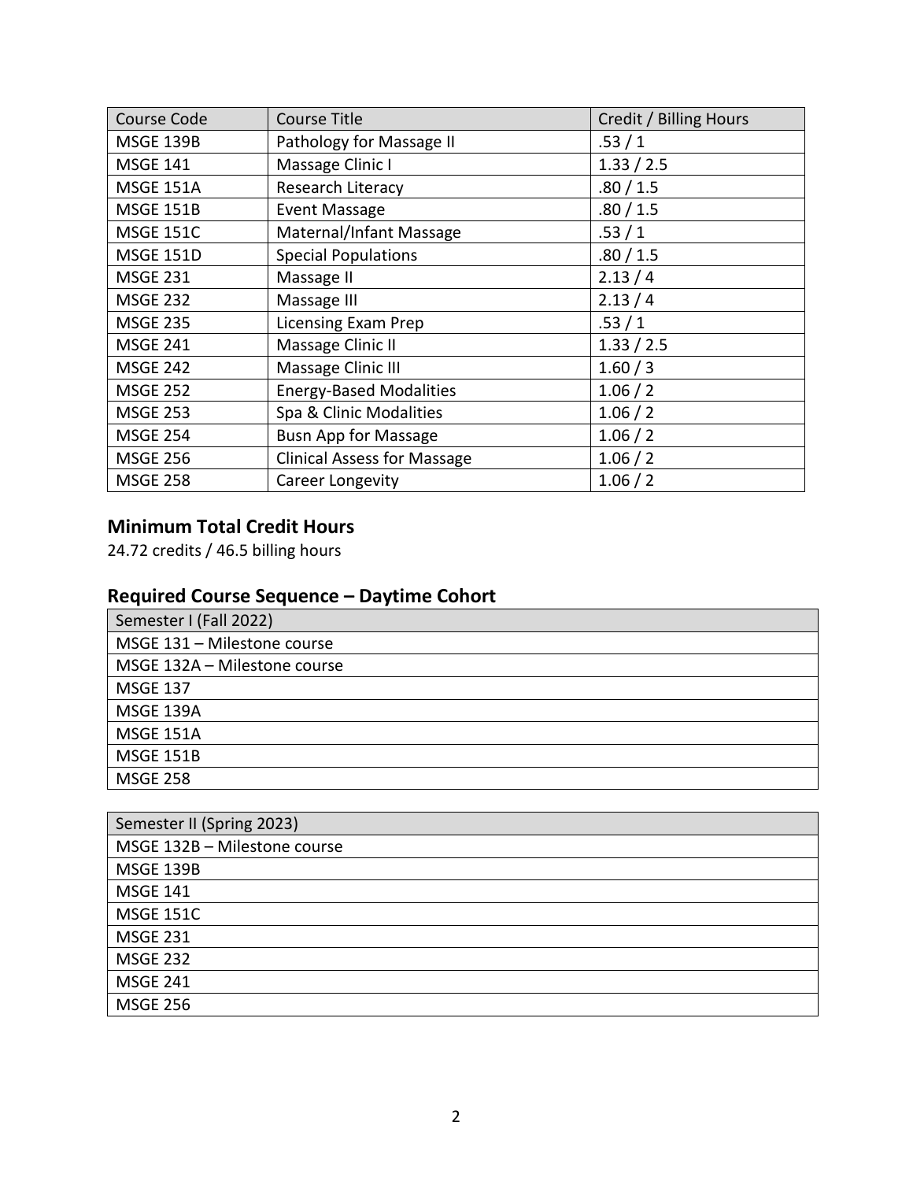| Course Code | Course Title | Credit / Billing Hours |
| --- | --- | --- |
| MSGE 139B | Pathology for Massage II | .53 / 1 |
| MSGE 141 | Massage Clinic I | 1.33 / 2.5 |
| MSGE 151A | Research Literacy | .80 / 1.5 |
| MSGE 151B | Event Massage | .80 / 1.5 |
| MSGE 151C | Maternal/Infant Massage | .53 / 1 |
| MSGE 151D | Special Populations | .80 / 1.5 |
| MSGE 231 | Massage II | 2.13 / 4 |
| MSGE 232 | Massage III | 2.13 / 4 |
| MSGE 235 | Licensing Exam Prep | .53 / 1 |
| MSGE 241 | Massage Clinic II | 1.33 / 2.5 |
| MSGE 242 | Massage Clinic III | 1.60 / 3 |
| MSGE 252 | Energy-Based Modalities | 1.06 / 2 |
| MSGE 253 | Spa & Clinic Modalities | 1.06 / 2 |
| MSGE 254 | Busn App for Massage | 1.06 / 2 |
| MSGE 256 | Clinical Assess for Massage | 1.06 / 2 |
| MSGE 258 | Career Longevity | 1.06 / 2 |

## Minimum Total Credit Hours

24.72 credits / 46.5 billing hours

## Required Course Sequence – Daytime Cohort

| Semester I (Fall 2022) |
| --- |
| MSGE 131 – Milestone course |
| MSGE 132A – Milestone course |
| MSGE 137 |
| MSGE 139A |
| MSGE 151A |
| MSGE 151B |
| MSGE 258 |

| Semester II (Spring 2023) |
| --- |
| MSGE 132B – Milestone course |
| MSGE 139B |
| MSGE 141 |
| MSGE 151C |
| MSGE 231 |
| MSGE 232 |
| MSGE 241 |
| MSGE 256 |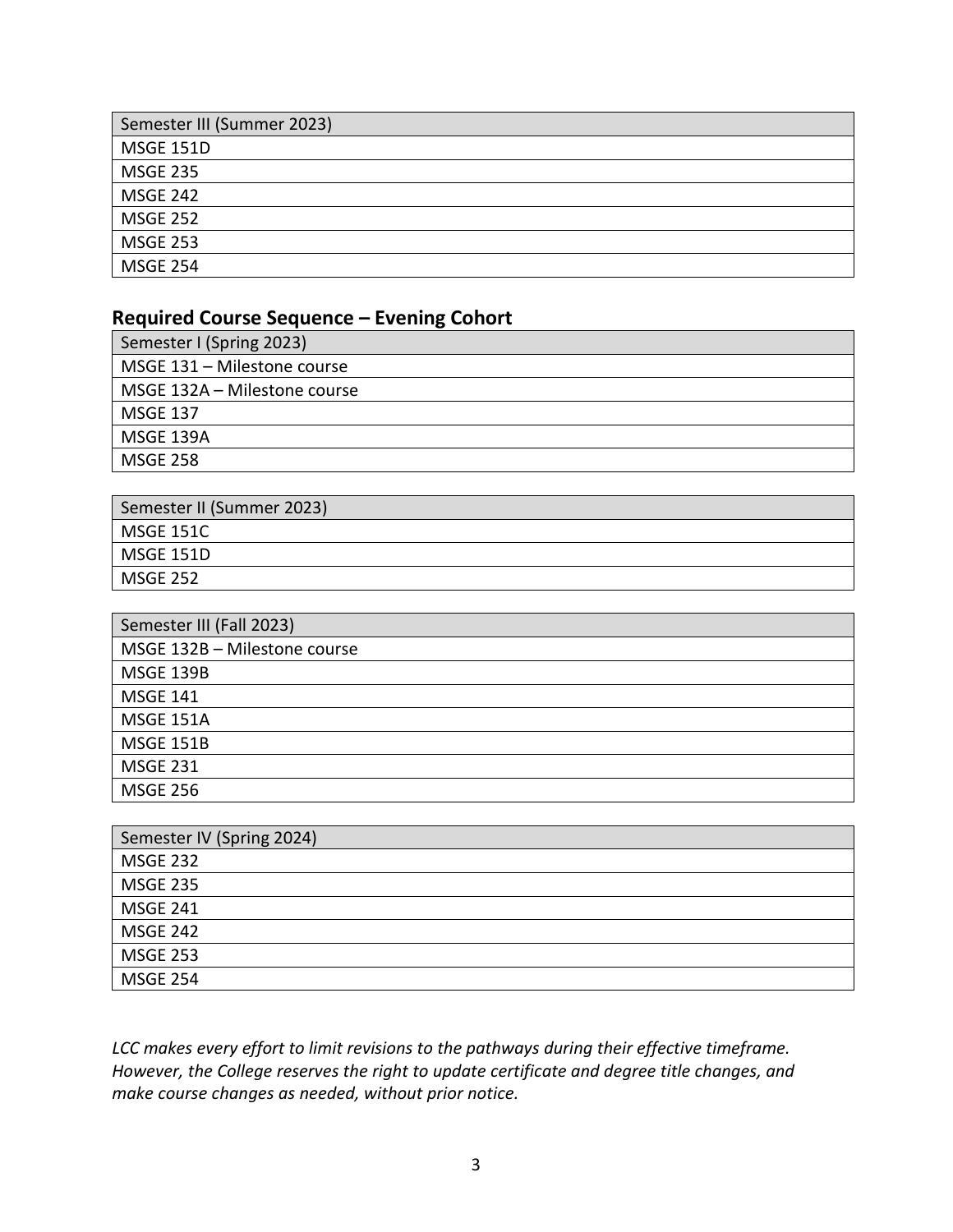| Semester III (Summer 2023) |
| --- |
| MSGE 151D |
| MSGE 235 |
| MSGE 242 |
| MSGE 252 |
| MSGE 253 |
| MSGE 254 |

## Required Course Sequence – Evening Cohort

| Semester I (Spring 2023) |
| --- |
| MSGE 131 – Milestone course |
| MSGE 132A – Milestone course |
| MSGE 137 |
| MSGE 139A |
| MSGE 258 |

| Semester II (Summer 2023) |
| --- |
| MSGE 151C |
| MSGE 151D |
| MSGE 252 |

| Semester III (Fall 2023) |
| --- |
| MSGE 132B – Milestone course |
| MSGE 139B |
| MSGE 141 |
| MSGE 151A |
| MSGE 151B |
| MSGE 231 |
| MSGE 256 |

| Semester IV (Spring 2024) |
| --- |
| MSGE 232 |
| MSGE 235 |
| MSGE 241 |
| MSGE 242 |
| MSGE 253 |
| MSGE 254 |

*LCC makes every effort to limit revisions to the pathways during their effective timeframe. However, the College reserves the right to update certificate and degree title changes, and make course changes as needed, without prior notice.*